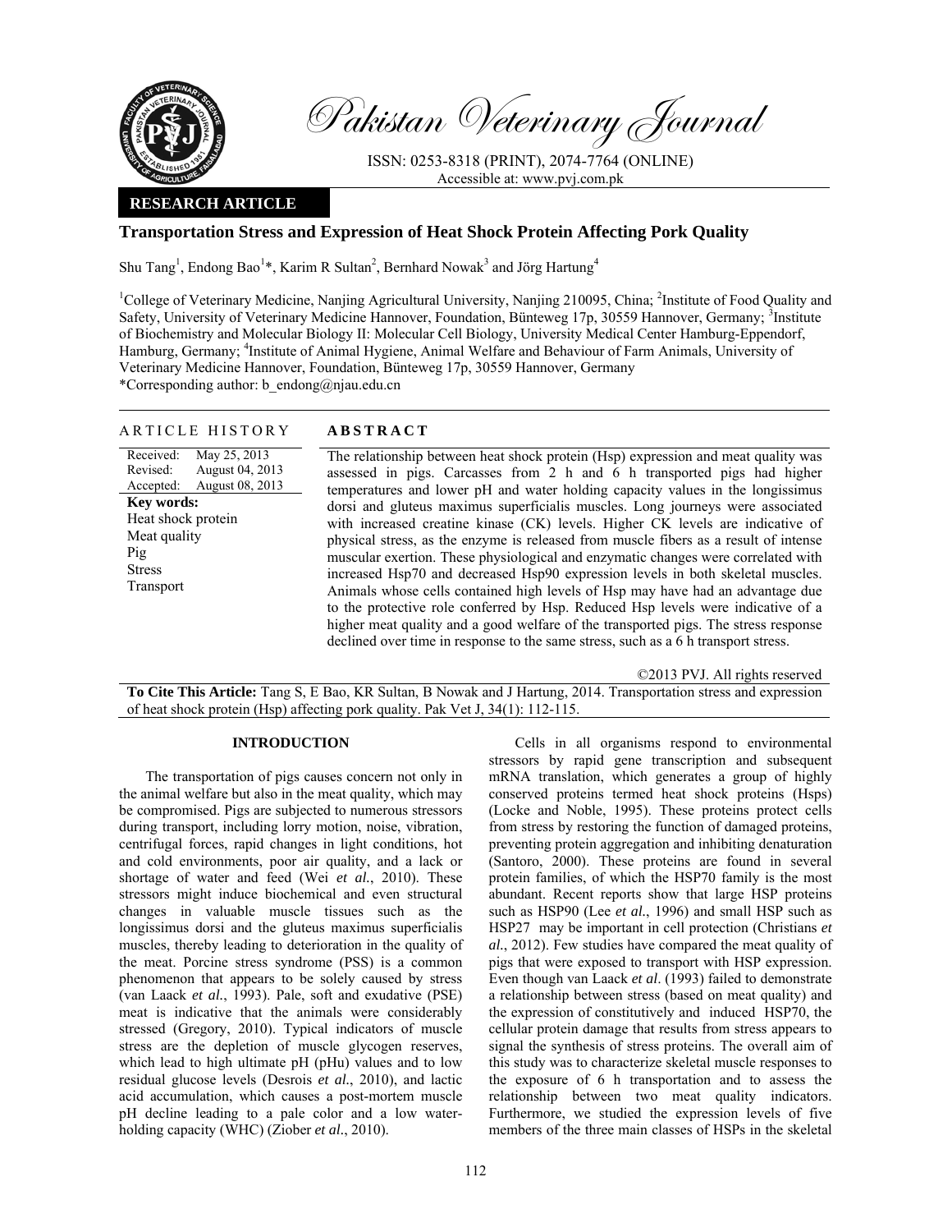Pakistan Veterinary Journal

ISSN: 0253-8318 (PRINT), 2074-7764 (ONLINE)
Accessible at: www.pvj.com.pk

**RESEARCH ARTICLE**

# Transportation Stress and Expression of Heat Shock Protein Affecting Pork Quality

Shu Tang[1], Endong Bao[1]*, Karim R Sultan[2], Bernhard Nowak[3] and Jörg Hartung[4]

[1]College of Veterinary Medicine, Nanjing Agricultural University, Nanjing 210095, China; [2]Institute of Food Quality and Safety, University of Veterinary Medicine Hannover, Foundation, Bünteweg 17p, 30559 Hannover, Germany; [3]Institute of Biochemistry and Molecular Biology II: Molecular Cell Biology, University Medical Center Hamburg-Eppendorf, Hamburg, Germany; [4]Institute of Animal Hygiene, Animal Welfare and Behaviour of Farm Animals, University of Veterinary Medicine Hannover, Foundation, Bünteweg 17p, 30559 Hannover, Germany

*Corresponding author: b_endong@njau.edu.cn

## ARTICLE HISTORY

Received: May 25, 2013
Revised: August 04, 2013
Accepted: August 08, 2013

**Key words:**
Heat shock protein
Meat quality
Pig
Stress
Transport

## ABSTRACT

The relationship between heat shock protein (Hsp) expression and meat quality was assessed in pigs. Carcasses from 2 h and 6 h transported pigs had higher temperatures and lower pH and water holding capacity values in the longissimus dorsi and gluteus maximus superficialis muscles. Long journeys were associated with increased creatine kinase (CK) levels. Higher CK levels are indicative of physical stress, as the enzyme is released from muscle fibers as a result of intense muscular exertion. These physiological and enzymatic changes were correlated with increased Hsp70 and decreased Hsp90 expression levels in both skeletal muscles. Animals whose cells contained high levels of Hsp may have had an advantage due to the protective role conferred by Hsp. Reduced Hsp levels were indicative of a higher meat quality and a good welfare of the transported pigs. The stress response declined over time in response to the same stress, such as a 6 h transport stress.

©2013 PVJ. All rights reserved

**To Cite This Article:** Tang S, E Bao, KR Sultan, B Nowak and J Hartung, 2014. Transportation stress and expression of heat shock protein (Hsp) affecting pork quality. Pak Vet J, 34(1): 112-115.

## INTRODUCTION

The transportation of pigs causes concern not only in the animal welfare but also in the meat quality, which may be compromised. Pigs are subjected to numerous stressors during transport, including lorry motion, noise, vibration, centrifugal forces, rapid changes in light conditions, hot and cold environments, poor air quality, and a lack or shortage of water and feed (Wei *et al.*, 2010). These stressors might induce biochemical and even structural changes in valuable muscle tissues such as the longissimus dorsi and the gluteus maximus superficialis muscles, thereby leading to deterioration in the quality of the meat. Porcine stress syndrome (PSS) is a common phenomenon that appears to be solely caused by stress (van Laack *et al.*, 1993). Pale, soft and exudative (PSE) meat is indicative that the animals were considerably stressed (Gregory, 2010). Typical indicators of muscle stress are the depletion of muscle glycogen reserves, which lead to high ultimate pH (pHu) values and to low residual glucose levels (Desrois *et al.*, 2010), and lactic acid accumulation, which causes a post-mortem muscle pH decline leading to a pale color and a low water-holding capacity (WHC) (Ziober *et al*., 2010).

Cells in all organisms respond to environmental stressors by rapid gene transcription and subsequent mRNA translation, which generates a group of highly conserved proteins termed heat shock proteins (Hsps) (Locke and Noble, 1995). These proteins protect cells from stress by restoring the function of damaged proteins, preventing protein aggregation and inhibiting denaturation (Santoro, 2000). These proteins are found in several protein families, of which the HSP70 family is the most abundant. Recent reports show that large HSP proteins such as HSP90 (Lee *et al.*, 1996) and small HSP such as HSP27 may be important in cell protection (Christians *et al.*, 2012). Few studies have compared the meat quality of pigs that were exposed to transport with HSP expression. Even though van Laack *et al*. (1993) failed to demonstrate a relationship between stress (based on meat quality) and the expression of constitutively and induced HSP70, the cellular protein damage that results from stress appears to signal the synthesis of stress proteins. The overall aim of this study was to characterize skeletal muscle responses to the exposure of 6 h transportation and to assess the relationship between two meat quality indicators. Furthermore, we studied the expression levels of five members of the three main classes of HSPs in the skeletal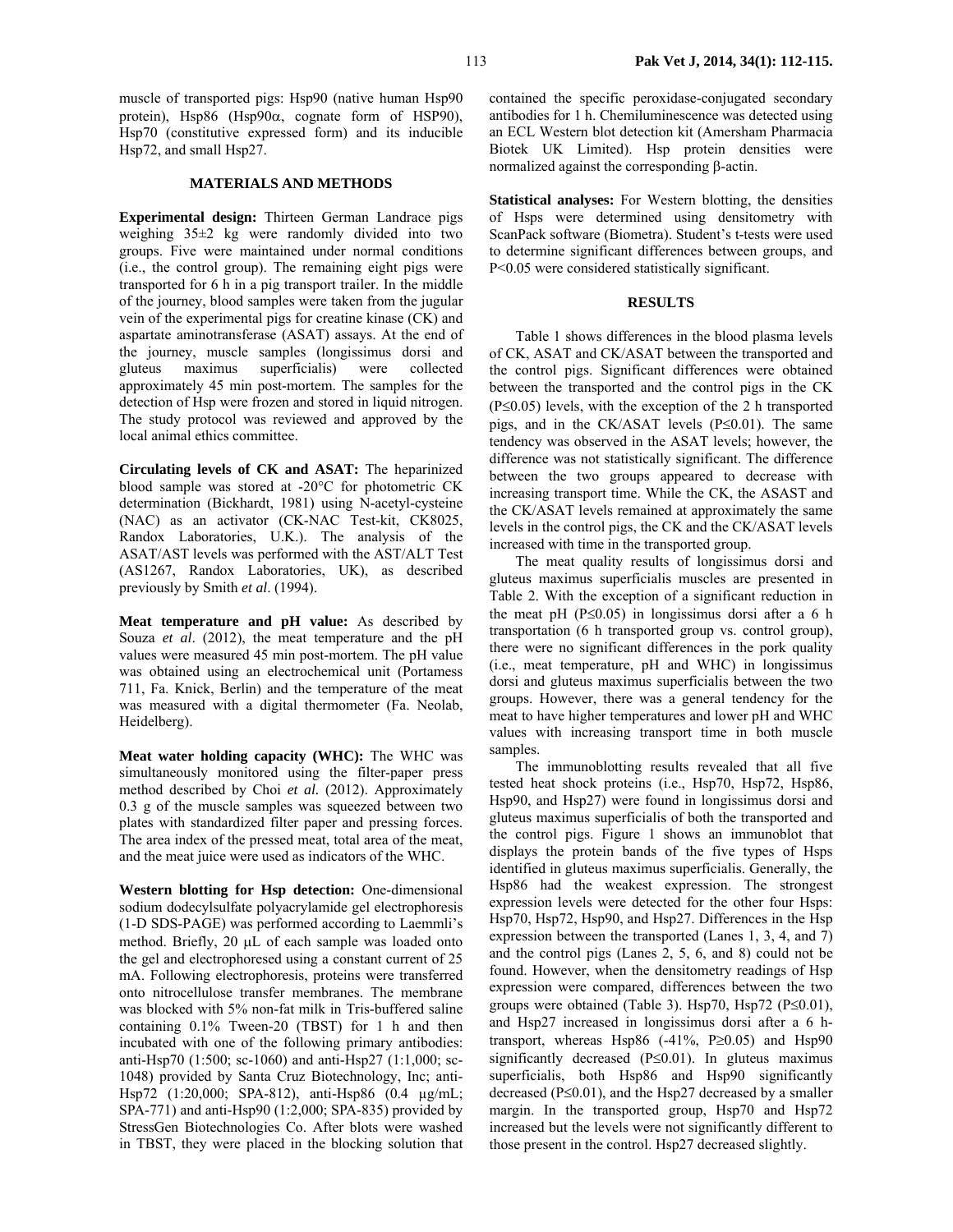muscle of transported pigs: Hsp90 (native human Hsp90 protein), Hsp86 (Hsp90α, cognate form of HSP90), Hsp70 (constitutive expressed form) and its inducible Hsp72, and small Hsp27.

## MATERIALS AND METHODS

**Experimental design:** Thirteen German Landrace pigs weighing 35±2 kg were randomly divided into two groups. Five were maintained under normal conditions (i.e., the control group). The remaining eight pigs were transported for 6 h in a pig transport trailer. In the middle of the journey, blood samples were taken from the jugular vein of the experimental pigs for creatine kinase (CK) and aspartate aminotransferase (ASAT) assays. At the end of the journey, muscle samples (longissimus dorsi and gluteus maximus superficialis) were collected approximately 45 min post-mortem. The samples for the detection of Hsp were frozen and stored in liquid nitrogen. The study protocol was reviewed and approved by the local animal ethics committee.

**Circulating levels of CK and ASAT:** The heparinized blood sample was stored at -20°C for photometric CK determination (Bickhardt, 1981) using N-acetyl-cysteine (NAC) as an activator (CK-NAC Test-kit, CK8025, Randox Laboratories, U.K.). The analysis of the ASAT/AST levels was performed with the AST/ALT Test (AS1267, Randox Laboratories, UK), as described previously by Smith *et al*. (1994).

**Meat temperature and pH value:** As described by Souza *et al*. (2012), the meat temperature and the pH values were measured 45 min post-mortem. The pH value was obtained using an electrochemical unit (Portamess 711, Fa. Knick, Berlin) and the temperature of the meat was measured with a digital thermometer (Fa. Neolab, Heidelberg).

**Meat water holding capacity (WHC):** The WHC was simultaneously monitored using the filter-paper press method described by Choi *et al.* (2012). Approximately 0.3 g of the muscle samples was squeezed between two plates with standardized filter paper and pressing forces. The area index of the pressed meat, total area of the meat, and the meat juice were used as indicators of the WHC.

**Western blotting for Hsp detection:** One-dimensional sodium dodecylsulfate polyacrylamide gel electrophoresis (1-D SDS-PAGE) was performed according to Laemmli's method. Briefly, 20 μL of each sample was loaded onto the gel and electrophoresed using a constant current of 25 mA. Following electrophoresis, proteins were transferred onto nitrocellulose transfer membranes. The membrane was blocked with 5% non-fat milk in Tris-buffered saline containing 0.1% Tween-20 (TBST) for 1 h and then incubated with one of the following primary antibodies: anti-Hsp70 (1:500; sc-1060) and anti-Hsp27 (1:1,000; sc-1048) provided by Santa Cruz Biotechnology, Inc; anti-Hsp72 (1:20,000; SPA-812), anti-Hsp86 (0.4 μg/mL; SPA-771) and anti-Hsp90 (1:2,000; SPA-835) provided by StressGen Biotechnologies Co. After blots were washed in TBST, they were placed in the blocking solution that contained the specific peroxidase-conjugated secondary antibodies for 1 h. Chemiluminescence was detected using an ECL Western blot detection kit (Amersham Pharmacia Biotek UK Limited). Hsp protein densities were normalized against the corresponding β-actin.

**Statistical analyses:** For Western blotting, the densities of Hsps were determined using densitometry with ScanPack software (Biometra). Student's t-tests were used to determine significant differences between groups, and $P<0.05$ were considered statistically significant.

## RESULTS

Table 1 shows differences in the blood plasma levels of CK, ASAT and CK/ASAT between the transported and the control pigs. Significant differences were obtained between the transported and the control pigs in the CK ($P\leq0.05$) levels, with the exception of the 2 h transported pigs, and in the CK/ASAT levels ($P\leq0.01$). The same tendency was observed in the ASAT levels; however, the difference was not statistically significant. The difference between the two groups appeared to decrease with increasing transport time. While the CK, the ASAST and the CK/ASAT levels remained at approximately the same levels in the control pigs, the CK and the CK/ASAT levels increased with time in the transported group.

The meat quality results of longissimus dorsi and gluteus maximus superficialis muscles are presented in Table 2. With the exception of a significant reduction in the meat pH ($P\leq0.05$) in longissimus dorsi after a 6 h transportation (6 h transported group vs. control group), there were no significant differences in the pork quality (i.e., meat temperature, pH and WHC) in longissimus dorsi and gluteus maximus superficialis between the two groups. However, there was a general tendency for the meat to have higher temperatures and lower pH and WHC values with increasing transport time in both muscle samples.

The immunoblotting results revealed that all five tested heat shock proteins (i.e., Hsp70, Hsp72, Hsp86, Hsp90, and Hsp27) were found in longissimus dorsi and gluteus maximus superficialis of both the transported and the control pigs. Figure 1 shows an immunoblot that displays the protein bands of the five types of Hsps identified in gluteus maximus superficialis. Generally, the Hsp86 had the weakest expression. The strongest expression levels were detected for the other four Hsps: Hsp70, Hsp72, Hsp90, and Hsp27. Differences in the Hsp expression between the transported (Lanes 1, 3, 4, and 7) and the control pigs (Lanes 2, 5, 6, and 8) could not be found. However, when the densitometry readings of Hsp expression were compared, differences between the two groups were obtained (Table 3). Hsp70, Hsp72 ($P\leq0.01$), and Hsp27 increased in longissimus dorsi after a 6 h-transport, whereas Hsp86 (-41%, $P\geq0.05$) and Hsp90 significantly decreased ($P\leq0.01$). In gluteus maximus superficialis, both Hsp86 and Hsp90 significantly decreased ($P\leq0.01$), and the Hsp27 decreased by a smaller margin. In the transported group, Hsp70 and Hsp72 increased but the levels were not significantly different to those present in the control. Hsp27 decreased slightly.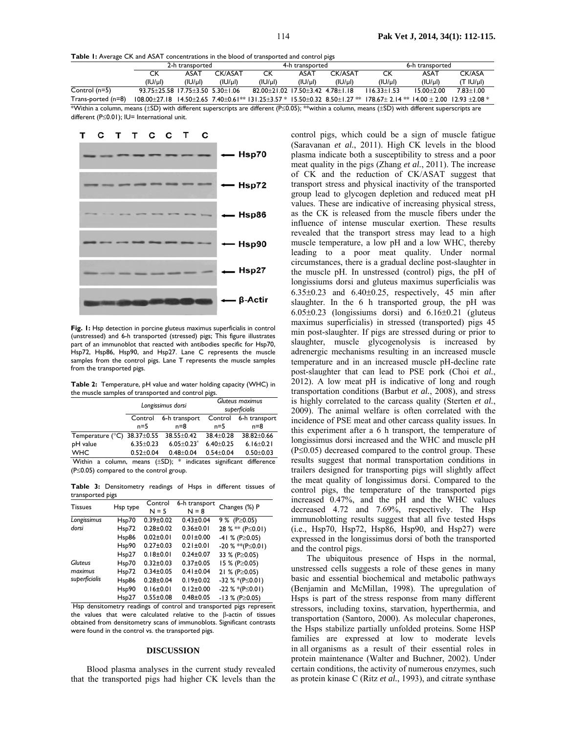**Table 1:** Average CK and ASAT concentrations in the blood of transported and control pigs

| | 2-h transported | | | 4-h transported | | | 6-h transported | | |
|---|---|---|---|---|---|---|---|---|---|
| | CK (IU/µl) | ASAT (IU/µl) | CK/ASAT (IU/µl) | CK (IU/µl) | ASAT (IU/µl) | CK/ASAT (IU/µl) | CK (IU/µl) | ASAT (IU/µl) | CK/ASA (T IU/µl) |
| Control (n=5) | 93.75±25.58 | 17.75±3.50 | 5.30±1.06 | 82.00±21.02 | 17.50±3.42 | 4.78±1.18 | 116.33±1.53 | 15.00±2.00 | 7.83±1.00 |
| Trans-ported (n=8) | 108.00±27.18 | 14.50±2.65 | 7.40±0.61** | 131.25±3.57 * | 15.50±0.32 | 8.50±1.27 ** | 178.67± 2.14 ** | 14.00 ± 2.00 | 12.93 ±2.08 * |

*Within a column, means (±SD) with different superscripts are different (P≤0.05); **within a column, means (±SD) with different superscripts are different (P≤0.01); IU= International unit.

**Fig. 1:** Hsp detection in porcine gluteus maximus superficialis in control (unstressed) and 6-h transported (stressed) pigs; This figure illustrates part of an immunoblot that reacted with antibodies specific for Hsp70, Hsp72, Hsp86, Hsp90, and Hsp27. Lane C represents the muscle samples from the control pigs. Lane T represents the muscle samples from the transported pigs.

**Table 2:** Temperature, pH value and water holding capacity (WHC) in the muscle samples of transported and control pigs.

| | *Longissimus dorsi* | | *Gluteus maximus superficialis* | |
|---|---|---|---|---|
| | Control n=5 | 6-h transport n=8 | Control n=5 | 6-h transport n=8 |
| Temperature (°C) | 38.37±0.55 | 38.55±0.42 | 38.4±0.28 | 38.82±0.66 |
| pH value | 6.35±0.23 | 6.05±0.23* | 6.40±0.25 | 6.16±0.21 |
| WHC | 0.52±0.04 | 0.48±0.04 | 0.54±0.04 | 0.50±0.03 |

Within a column, means (±SD); * indicates significant difference (P≤0.05) compared to the control group.

**Table 3:** Densitometry readings of Hsps in different tissues of transported pigs

| Tissues | Hsp type | Control N = 5 | 6-h transport N = 8 | Changes (%) P |
|---|---|---|---|---|
| *Longissimus dorsi* | Hsp70 | 0.39±0.02 | 0.43±0.04 | 9 % (P≥0.05) |
| | Hsp72 | 0.28±0.02 | 0.36±0.01 | 28 % ** (P≤0.01) |
| | Hsp86 | 0.02±0.01 | 0.01±0.00 | -41 % (P≥0.05) |
| | Hsp90 | 0.27±0.03 | 0.21±0.01 | -20 % **(P≤0.01) |
| | Hsp27 | 0.18±0.01 | 0.24±0.07 | 33 % (P≥0.05) |
| *Gluteus maximus superficialis* | Hsp70 | 0.32±0.03 | 0.37±0.05 | 15 % (P≥0.05) |
| | Hsp72 | 0.34±0.05 | 0.41±0.04 | 21 % (P≥0.05) |
| | Hsp86 | 0.28±0.04 | 0.19±0.02 | -32 % *(P≤0.01) |
| | Hsp90 | 0.16±0.01 | 0.12±0.00 | -22 % *(P≤0.01) |
| | Hsp27 | 0.55±0.08 | 0.48±0.05 | -13 % (P≥0.05) |

Hsp densitometry readings of control and transported pigs represent the values that were calculated relative to the β-actin of tissues obtained from densitometry scans of immunoblots. Significant contrasts were found in the control vs. the transported pigs.

## DISCUSSION

Blood plasma analyses in the current study revealed that the transported pigs had higher CK levels than the control pigs, which could be a sign of muscle fatigue (Saravanan *et al.*, 2011). High CK levels in the blood plasma indicate both a susceptibility to stress and a poor meat quality in the pigs (Zhang *et al.*, 2011). The increase of CK and the reduction of CK/ASAT suggest that transport stress and physical inactivity of the transported group lead to glycogen depletion and reduced meat pH values. These are indicative of increasing physical stress, as the CK is released from the muscle fibers under the influence of intense muscular exertion. These results revealed that the transport stress may lead to a high muscle temperature, a low pH and a low WHC, thereby leading to a poor meat quality. Under normal circumstances, there is a gradual decline post-slaughter in the muscle pH. In unstressed (control) pigs, the pH of longissiums dorsi and gluteus maximus superficialis was 6.35±0.23 and 6.40±0.25, respectively, 45 min after slaughter. In the 6 h transported group, the pH was 6.05±0.23 (longissiums dorsi) and 6.16±0.21 (gluteus maximus superficialis) in stressed (transported) pigs 45 min post-slaughter. If pigs are stressed during or prior to slaughter, muscle glycogenolysis is increased by adrenergic mechanisms resulting in an increased muscle temperature and in an increased muscle pH-decline rate post-slaughter that can lead to PSE pork (Choi *et al.*, 2012). A low meat pH is indicative of long and rough transportation conditions (Barbut *et al.*, 2008), and stress is highly correlated to the carcass quality (Sterten *et al.*, 2009). The animal welfare is often correlated with the incidence of PSE meat and other carcass quality issues. In this experiment after a 6 h transport, the temperature of longissimus dorsi increased and the WHC and muscle pH (P≤0.05) decreased compared to the control group. These results suggest that normal transportation conditions in trailers designed for transporting pigs will slightly affect the meat quality of longissimus dorsi. Compared to the control pigs, the temperature of the transported pigs increased 0.47%, and the pH and the WHC values decreased 4.72 and 7.69%, respectively. The Hsp immunoblotting results suggest that all five tested Hsps (i.e., Hsp70, Hsp72, Hsp86, Hsp90, and Hsp27) were expressed in the longissimus dorsi of both the transported and the control pigs.

The ubiquitous presence of Hsps in the normal, unstressed cells suggests a role of these genes in many basic and essential biochemical and metabolic pathways (Benjamin and McMillan, 1998). The upregulation of Hsps is part of the stress response from many different stressors, including toxins, starvation, hyperthermia, and transportation (Santoro, 2000). As molecular chaperones, the Hsps stabilize partially unfolded proteins. Some HSP families are expressed at low to moderate levels in all organisms as a result of their essential roles in protein maintenance (Walter and Buchner, 2002). Under certain conditions, the activity of numerous enzymes, such as protein kinase C (Ritz *et al.*, 1993), and citrate synthase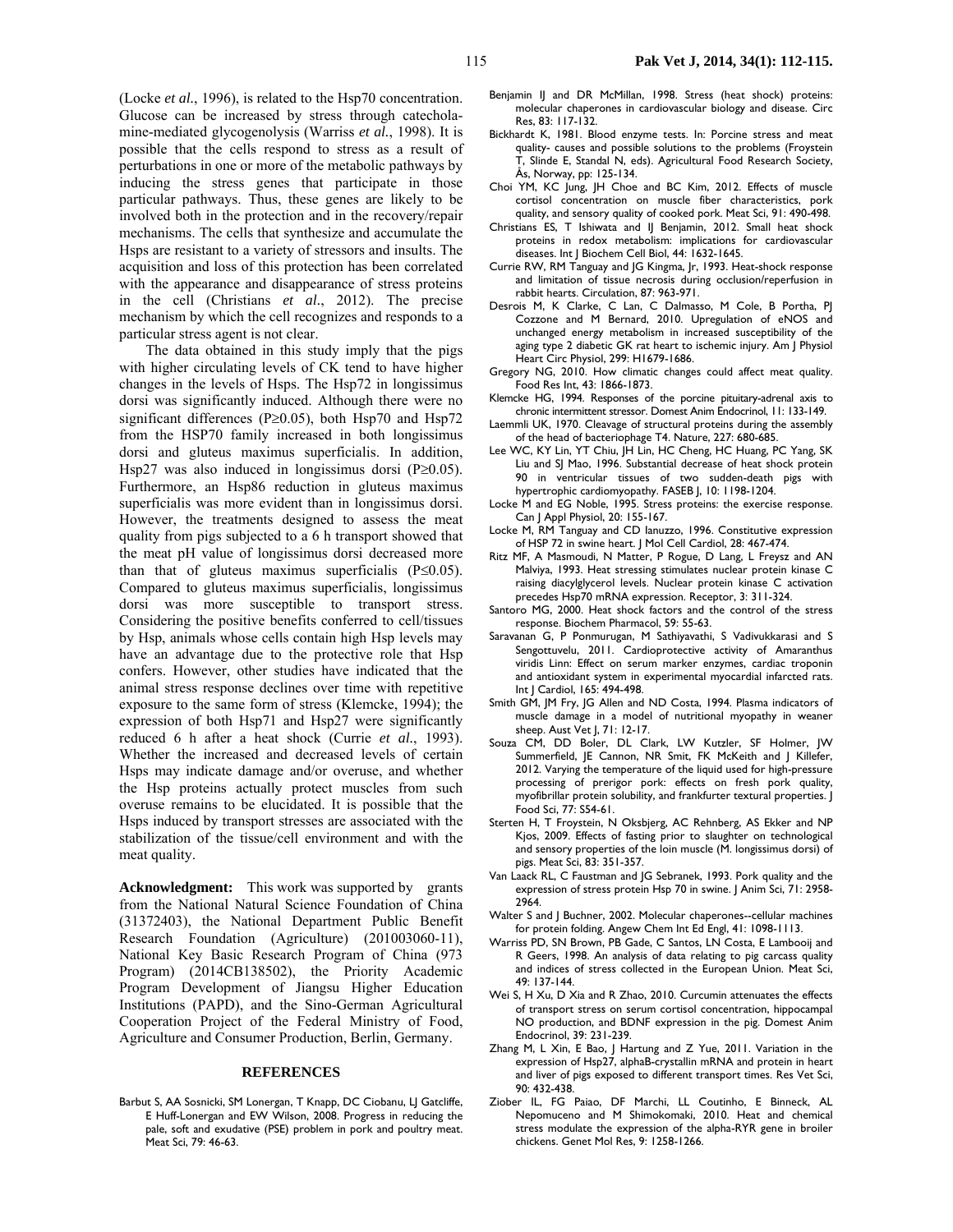(Locke *et al.*, 1996), is related to the Hsp70 concentration. Glucose can be increased by stress through catecholamine-mediated glycogenolysis (Warriss *et al.*, 1998). It is possible that the cells respond to stress as a result of perturbations in one or more of the metabolic pathways by inducing the stress genes that participate in those particular pathways. Thus, these genes are likely to be involved both in the protection and in the recovery/repair mechanisms. The cells that synthesize and accumulate the Hsps are resistant to a variety of stressors and insults. The acquisition and loss of this protection has been correlated with the appearance and disappearance of stress proteins in the cell (Christians *et al*., 2012). The precise mechanism by which the cell recognizes and responds to a particular stress agent is not clear.

The data obtained in this study imply that the pigs with higher circulating levels of CK tend to have higher changes in the levels of Hsps. The Hsp72 in longissimus dorsi was significantly induced. Although there were no significant differences ($P \geq 0.05$), both Hsp70 and Hsp72 from the HSP70 family increased in both longissimus dorsi and gluteus maximus superficialis. In addition, Hsp27 was also induced in longissimus dorsi ($P \geq 0.05$). Furthermore, an Hsp86 reduction in gluteus maximus superficialis was more evident than in longissimus dorsi. However, the treatments designed to assess the meat quality from pigs subjected to a 6 h transport showed that the meat pH value of longissimus dorsi decreased more than that of gluteus maximus superficialis ($P \leq 0.05$). Compared to gluteus maximus superficialis, longissimus dorsi was more susceptible to transport stress. Considering the positive benefits conferred to cell/tissues by Hsp, animals whose cells contain high Hsp levels may have an advantage due to the protective role that Hsp confers. However, other studies have indicated that the animal stress response declines over time with repetitive exposure to the same form of stress (Klemcke, 1994); the expression of both Hsp71 and Hsp27 were significantly reduced 6 h after a heat shock (Currie *et al.*, 1993). Whether the increased and decreased levels of certain Hsps may indicate damage and/or overuse, and whether the Hsp proteins actually protect muscles from such overuse remains to be elucidated. It is possible that the Hsps induced by transport stresses are associated with the stabilization of the tissue/cell environment and with the meat quality.

**Acknowledgment:** This work was supported by grants from the National Natural Science Foundation of China (31372403), the National Department Public Benefit Research Foundation (Agriculture) (201003060-11), National Key Basic Research Program of China (973 Program) (2014CB138502), the Priority Academic Program Development of Jiangsu Higher Education Institutions (PAPD), and the Sino-German Agricultural Cooperation Project of the Federal Ministry of Food, Agriculture and Consumer Production, Berlin, Germany.

## REFERENCES

Barbut S, AA Sosnicki, SM Lonergan, T Knapp, DC Ciobanu, LJ Gatcliffe, E Huff-Lonergan and EW Wilson, 2008. Progress in reducing the pale, soft and exudative (PSE) problem in pork and poultry meat. Meat Sci, 79: 46-63.

Benjamin IJ and DR McMillan, 1998. Stress (heat shock) proteins: molecular chaperones in cardiovascular biology and disease. Circ Res, 83: 117-132.

Bickhardt K, 1981. Blood enzyme tests. In: Porcine stress and meat quality- causes and possible solutions to the problems (Froystein T, Slinde E, Standal N, eds). Agricultural Food Research Society, Ås, Norway, pp: 125-134.

Choi YM, KC Jung, JH Choe and BC Kim, 2012. Effects of muscle cortisol concentration on muscle fiber characteristics, pork quality, and sensory quality of cooked pork. Meat Sci, 91: 490-498.

Christians ES, T Ishiwata and IJ Benjamin, 2012. Small heat shock proteins in redox metabolism: implications for cardiovascular diseases. Int J Biochem Cell Biol, 44: 1632-1645.

Currie RW, RM Tanguay and JG Kingma, Jr, 1993. Heat-shock response and limitation of tissue necrosis during occlusion/reperfusion in rabbit hearts. Circulation, 87: 963-971.

Desrois M, K Clarke, C Lan, C Dalmasso, M Cole, B Portha, PJ Cozzone and M Bernard, 2010. Upregulation of eNOS and unchanged energy metabolism in increased susceptibility of the aging type 2 diabetic GK rat heart to ischemic injury. Am J Physiol Heart Circ Physiol, 299: H1679-1686.

Gregory NG, 2010. How climatic changes could affect meat quality. Food Res Int, 43: 1866-1873.

Klemcke HG, 1994. Responses of the porcine pituitary-adrenal axis to chronic intermittent stressor. Domest Anim Endocrinol, 11: 133-149.

Laemmli UK, 1970. Cleavage of structural proteins during the assembly of the head of bacteriophage T4. Nature, 227: 680-685.

Lee WC, KY Lin, YT Chiu, JH Lin, HC Cheng, HC Huang, PC Yang, SK Liu and SJ Mao, 1996. Substantial decrease of heat shock protein 90 in ventricular tissues of two sudden-death pigs with hypertrophic cardiomyopathy. FASEB J, 10: 1198-1204.

Locke M and EG Noble, 1995. Stress proteins: the exercise response. Can J Appl Physiol, 20: 155-167.

Locke M, RM Tanguay and CD Ianuzzo, 1996. Constitutive expression of HSP 72 in swine heart. J Mol Cell Cardiol, 28: 467-474.

Ritz MF, A Masmoudi, N Matter, P Rogue, D Lang, L Freysz and AN Malviya, 1993. Heat stressing stimulates nuclear protein kinase C raising diacylglycerol levels. Nuclear protein kinase C activation precedes Hsp70 mRNA expression. Receptor, 3: 311-324.

Santoro MG, 2000. Heat shock factors and the control of the stress response. Biochem Pharmacol, 59: 55-63.

Saravanan G, P Ponmurugan, M Sathiyavathi, S Vadivukkarasi and S Sengottuvelu, 2011. Cardioprotective activity of Amaranthus viridis Linn: Effect on serum marker enzymes, cardiac troponin and antioxidant system in experimental myocardial infarcted rats. Int J Cardiol, 165: 494-498.

Smith GM, JM Fry, JG Allen and ND Costa, 1994. Plasma indicators of muscle damage in a model of nutritional myopathy in weaner sheep. Aust Vet J, 71: 12-17.

Souza CM, DD Boler, DL Clark, LW Kutzler, SF Holmer, JW Summerfield, JE Cannon, NR Smit, FK McKeith and J Killefer, 2012. Varying the temperature of the liquid used for high-pressure processing of prerigor pork: effects on fresh pork quality, myofibrillar protein solubility, and frankfurter textural properties. J Food Sci, 77: S54-61.

Sterten H, T Froystein, N Oksbjerg, AC Rehnberg, AS Ekker and NP Kjos, 2009. Effects of fasting prior to slaughter on technological and sensory properties of the loin muscle (M. longissimus dorsi) of pigs. Meat Sci, 83: 351-357.

Van Laack RL, C Faustman and JG Sebranek, 1993. Pork quality and the expression of stress protein Hsp 70 in swine. J Anim Sci, 71: 2958-2964.

Walter S and J Buchner, 2002. Molecular chaperones--cellular machines for protein folding. Angew Chem Int Ed Engl, 41: 1098-1113.

Warriss PD, SN Brown, PB Gade, C Santos, LN Costa, E Lambooij and R Geers, 1998. An analysis of data relating to pig carcass quality and indices of stress collected in the European Union. Meat Sci, 49: 137-144.

Wei S, H Xu, D Xia and R Zhao, 2010. Curcumin attenuates the effects of transport stress on serum cortisol concentration, hippocampal NO production, and BDNF expression in the pig. Domest Anim Endocrinol, 39: 231-239.

Zhang M, L Xin, E Bao, J Hartung and Z Yue, 2011. Variation in the expression of Hsp27, alphaB-crystallin mRNA and protein in heart and liver of pigs exposed to different transport times. Res Vet Sci, 90: 432-438.

Ziober IL, FG Paiao, DF Marchi, LL Coutinho, E Binneck, AL Nepomuceno and M Shimokomaki, 2010. Heat and chemical stress modulate the expression of the alpha-RYR gene in broiler chickens. Genet Mol Res, 9: 1258-1266.